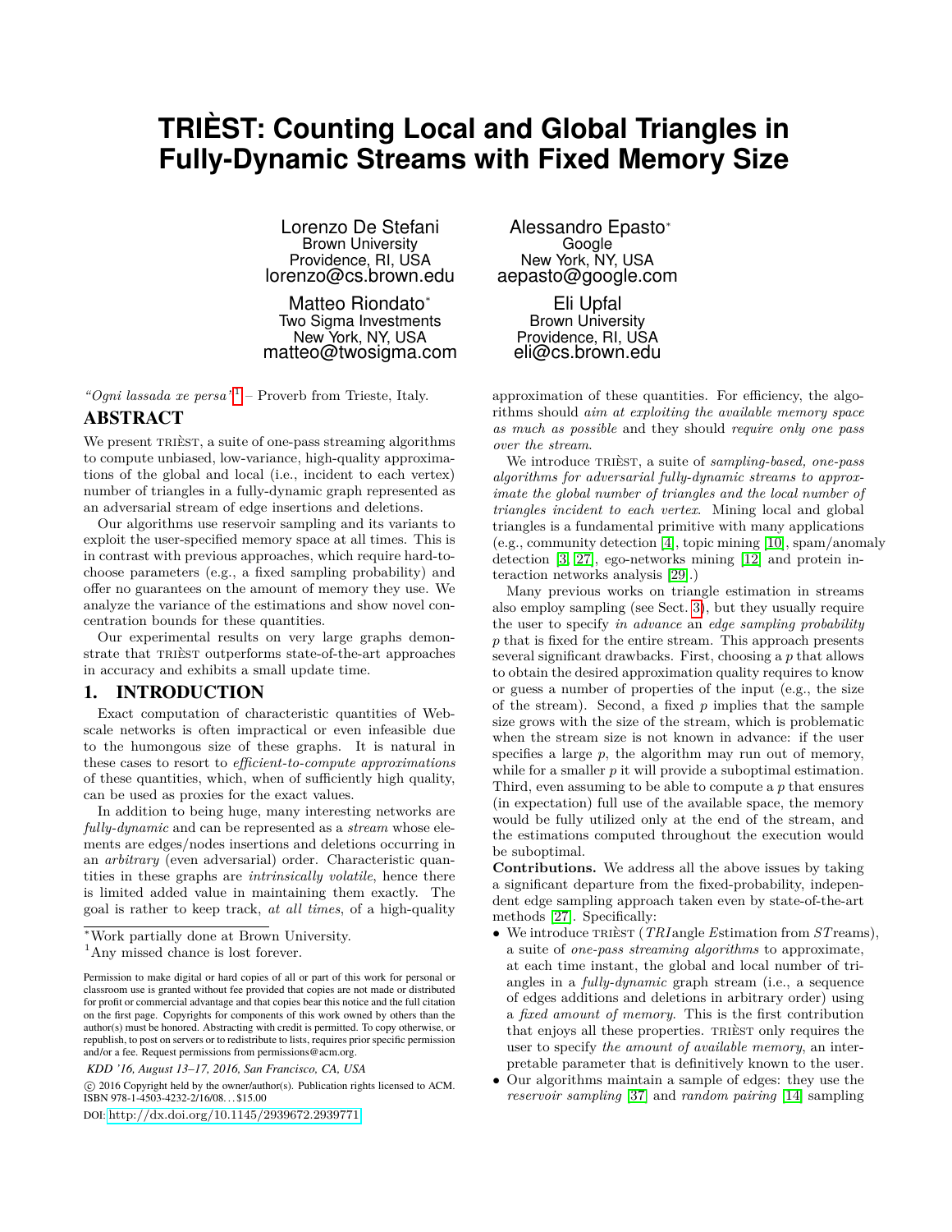# TRIÈST: Counting Local and Global Triangles in Fully-Dynamic Streams with Fixed Memory Size

Lorenzo De Stefani
Brown University
Providence, RI, USA
lorenzo@cs.brown.edu

Alessandro Epasto*
Google
New York, NY, USA
aepasto@google.com

Matteo Riondato*
Two Sigma Investments
New York, NY, USA
matteo@twosigma.com

Eli Upfal
Brown University
Providence, RI, USA
eli@cs.brown.edu

*"Ogni lassada xe persa"*[1] – Proverb from Trieste, Italy.

## ABSTRACT

We present TRIÈST, a suite of one-pass streaming algorithms to compute unbiased, low-variance, high-quality approximations of the global and local (i.e., incident to each vertex) number of triangles in a fully-dynamic graph represented as an adversarial stream of edge insertions and deletions.

Our algorithms use reservoir sampling and its variants to exploit the user-specified memory space at all times. This is in contrast with previous approaches, which require hard-to-choose parameters (e.g., a fixed sampling probability) and offer no guarantees on the amount of memory they use. We analyze the variance of the estimations and show novel concentration bounds for these quantities.

Our experimental results on very large graphs demonstrate that TRIÈST outperforms state-of-the-art approaches in accuracy and exhibits a small update time.

## 1. INTRODUCTION

Exact computation of characteristic quantities of Web-scale networks is often impractical or even infeasible due to the humongous size of these graphs. It is natural in these cases to resort to *efficient-to-compute approximations* of these quantities, which, when of sufficiently high quality, can be used as proxies for the exact values.

In addition to being huge, many interesting networks are *fully-dynamic* and can be represented as a *stream* whose elements are edges/nodes insertions and deletions occurring in an *arbitrary* (even adversarial) order. Characteristic quantities in these graphs are *intrinsically volatile*, hence there is limited added value in maintaining them exactly. The goal is rather to keep track, *at all times*, of a high-quality approximation of these quantities. For efficiency, the algorithms should *aim at exploiting the available memory space as much as possible* and they should *require only one pass over the stream*.

We introduce TRIÈST, a suite of *sampling-based, one-pass algorithms for adversarial fully-dynamic streams to approximate the global number of triangles and the local number of triangles incident to each vertex*. Mining local and global triangles is a fundamental primitive with many applications (e.g., community detection [4], topic mining [10], spam/anomaly detection [3, 27], ego-networks mining [12] and protein interaction networks analysis [29].)

Many previous works on triangle estimation in streams also employ sampling (see Sect. 3), but they usually require the user to specify *in advance* an *edge sampling probability* $p$ that is fixed for the entire stream. This approach presents several significant drawbacks. First, choosing a $p$ that allows to obtain the desired approximation quality requires to know or guess a number of properties of the input (e.g., the size of the stream). Second, a fixed $p$ implies that the sample size grows with the size of the stream, which is problematic when the stream size is not known in advance: if the user specifies a large $p$, the algorithm may run out of memory, while for a smaller $p$ it will provide a suboptimal estimation. Third, even assuming to be able to compute a $p$ that ensures (in expectation) full use of the available space, the memory would be fully utilized only at the end of the stream, and the estimations computed throughout the execution would be suboptimal.

**Contributions.** We address all the above issues by taking a significant departure from the fixed-probability, independent edge sampling approach taken even by state-of-the-art methods [27]. Specifically:

- We introduce TRIÈST (*TRI*angle *E*stimation from *ST*reams), a suite of *one-pass streaming algorithms* to approximate, at each time instant, the global and local number of triangles in a *fully-dynamic* graph stream (i.e., a sequence of edges additions and deletions in arbitrary order) using a *fixed amount of memory*. This is the first contribution that enjoys all these properties. TRIÈST only requires the user to specify *the amount of available memory*, an interpretable parameter that is definitively known to the user.
- Our algorithms maintain a sample of edges: they use the *reservoir sampling* [37] and *random pairing* [14] sampling

---

*Work partially done at Brown University.

[1]Any missed chance is lost forever.

Permission to make digital or hard copies of all or part of this work for personal or classroom use is granted without fee provided that copies are not made or distributed for profit or commercial advantage and that copies bear this notice and the full citation on the first page. Copyrights for components of this work owned by others than the author(s) must be honored. Abstracting with credit is permitted. To copy otherwise, or republish, to post on servers or to redistribute to lists, requires prior specific permission and/or a fee. Request permissions from permissions@acm.org.

*KDD '16, August 13–17, 2016, San Francisco, CA, USA*

© 2016 Copyright held by the owner/author(s). Publication rights licensed to ACM. ISBN 978-1-4503-4232-2/16/08...$15.00

DOI: http://dx.doi.org/10.1145/2939672.2939771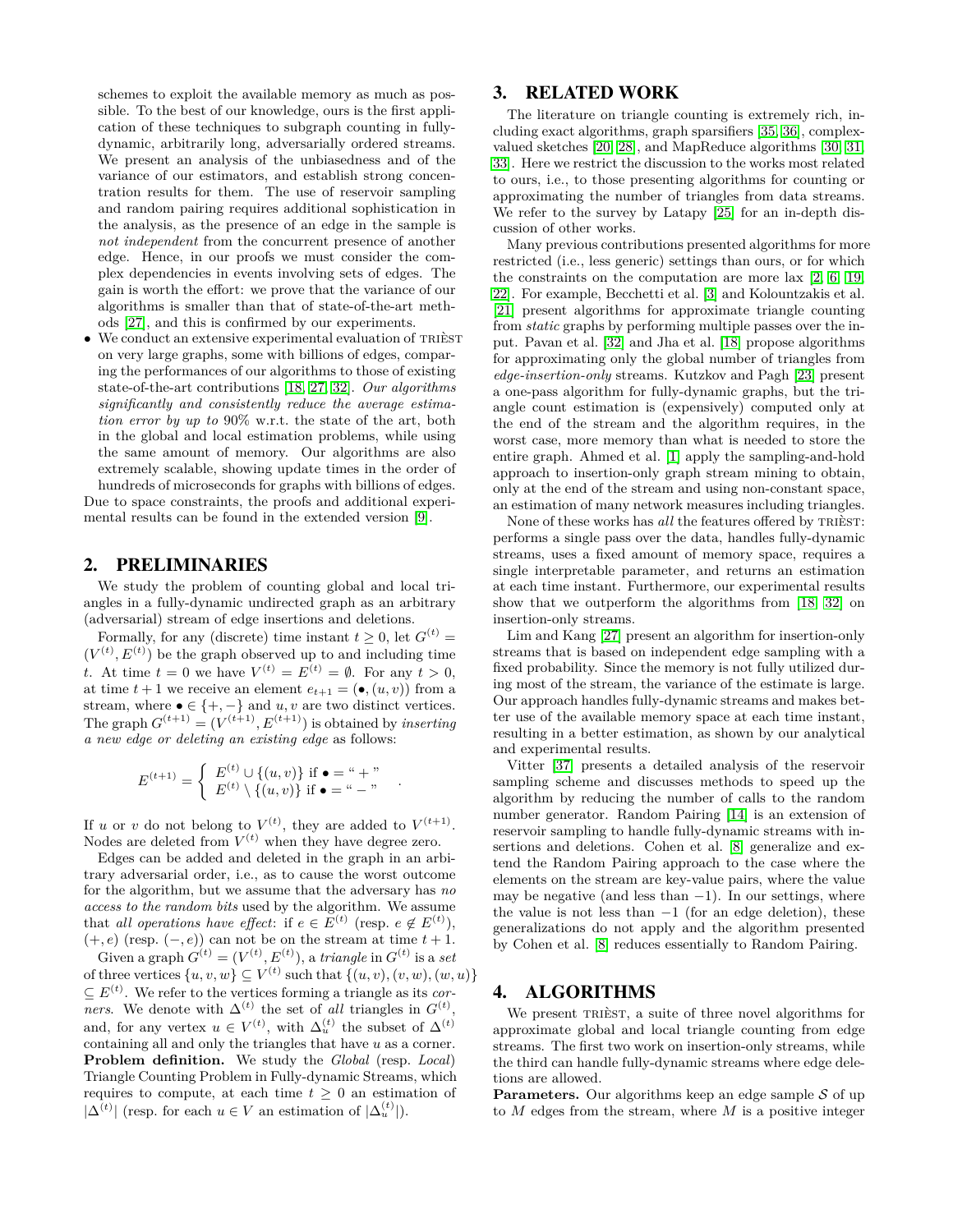schemes to exploit the available memory as much as possible. To the best of our knowledge, ours is the first application of these techniques to subgraph counting in fully-dynamic, arbitrarily long, adversarially ordered streams. We present an analysis of the unbiasedness and of the variance of our estimators, and establish strong concentration results for them. The use of reservoir sampling and random pairing requires additional sophistication in the analysis, as the presence of an edge in the sample is *not independent* from the concurrent presence of another edge. Hence, in our proofs we must consider the complex dependencies in events involving sets of edges. The gain is worth the effort: we prove that the variance of our algorithms is smaller than that of state-of-the-art methods [27], and this is confirmed by our experiments.

- We conduct an extensive experimental evaluation of TRIÈST on very large graphs, some with billions of edges, comparing the performances of our algorithms to those of existing state-of-the-art contributions [18, 27, 32]. *Our algorithms significantly and consistently reduce the average estimation error by up to* 90% w.r.t. the state of the art, both in the global and local estimation problems, while using the same amount of memory. Our algorithms are also extremely scalable, showing update times in the order of hundreds of microseconds for graphs with billions of edges.

Due to space constraints, the proofs and additional experimental results can be found in the extended version [9].

## 2. PRELIMINARIES

We study the problem of counting global and local triangles in a fully-dynamic undirected graph as an arbitrary (adversarial) stream of edge insertions and deletions.

Formally, for any (discrete) time instant $t \geq 0$, let $G^{(t)} = (V^{(t)}, E^{(t)})$ be the graph observed up to and including time $t$. At time $t = 0$ we have $V^{(t)} = E^{(t)} = \emptyset$. For any $t > 0$, at time $t+1$ we receive an element $e_{t+1} = (\bullet, (u, v))$ from a stream, where $\bullet \in \{+, -\}$ and $u, v$ are two distinct vertices. The graph $G^{(t+1)} = (V^{(t+1)}, E^{(t+1)})$ is obtained by *inserting a new edge or deleting an existing edge* as follows:

$$E^{(t+1)} = \begin{cases} E^{(t)} \cup \{(u,v)\} & \text{if } \bullet = \text{“}+\text{”} \\ E^{(t)} \setminus \{(u,v)\} & \text{if } \bullet = \text{“}-\text{”} \end{cases} .$$

If $u$ or $v$ do not belong to $V^{(t)}$, they are added to $V^{(t+1)}$. Nodes are deleted from $V^{(t)}$ when they have degree zero.

Edges can be added and deleted in the graph in an arbitrary adversarial order, i.e., as to cause the worst outcome for the algorithm, but we assume that the adversary has *no access to the random bits* used by the algorithm. We assume that *all operations have effect*: if $e \in E^{(t)}$ (resp. $e \notin E^{(t)}$), $(+, e)$ (resp. $(-, e)$) can not be on the stream at time $t+1$.

Given a graph $G^{(t)} = (V^{(t)}, E^{(t)})$, a *triangle* in $G^{(t)}$ is a *set* of three vertices $\{u, v, w\} \subseteq V^{(t)}$ such that $\{(u,v), (v,w), (w,u)\} \subseteq E^{(t)}$. We refer to the vertices forming a triangle as its *corners*. We denote with $\Delta^{(t)}$ the set of *all* triangles in $G^{(t)}$, and, for any vertex $u \in V^{(t)}$, with $\Delta_u^{(t)}$ the subset of $\Delta^{(t)}$ containing all and only the triangles that have $u$ as a corner.

**Problem definition.** We study the *Global* (resp. *Local*) Triangle Counting Problem in Fully-dynamic Streams, which requires to compute, at each time $t \geq 0$ an estimation of $|\Delta^{(t)}|$ (resp. for each $u \in V$ an estimation of $|\Delta_u^{(t)}|$).

## 3. RELATED WORK

The literature on triangle counting is extremely rich, including exact algorithms, graph sparsifiers [35, 36], complex-valued sketches [20, 28], and MapReduce algorithms [30, 31, 33]. Here we restrict the discussion to the works most related to ours, i.e., to those presenting algorithms for counting or approximating the number of triangles from data streams. We refer to the survey by Latapy [25] for an in-depth discussion of other works.

Many previous contributions presented algorithms for more restricted (i.e., less generic) settings than ours, or for which the constraints on the computation are more lax [2, 6, 19, 22]. For example, Becchetti et al. [3] and Kolountzakis et al. [21] present algorithms for approximate triangle counting from *static* graphs by performing multiple passes over the input. Pavan et al. [32] and Jha et al. [18] propose algorithms for approximating only the global number of triangles from *edge-insertion-only* streams. Kutzkov and Pagh [23] present a one-pass algorithm for fully-dynamic graphs, but the triangle count estimation is (expensively) computed only at the end of the stream and the algorithm requires, in the worst case, more memory than what is needed to store the entire graph. Ahmed et al. [1] apply the sampling-and-hold approach to insertion-only graph stream mining to obtain, only at the end of the stream and using non-constant space, an estimation of many network measures including triangles.

None of these works has *all* the features offered by TRIÈST: performs a single pass over the data, handles fully-dynamic streams, uses a fixed amount of memory space, requires a single interpretable parameter, and returns an estimation at each time instant. Furthermore, our experimental results show that we outperform the algorithms from [18, 32] on insertion-only streams.

Lim and Kang [27] present an algorithm for insertion-only streams that is based on independent edge sampling with a fixed probability. Since the memory is not fully utilized during most of the stream, the variance of the estimate is large. Our approach handles fully-dynamic streams and makes better use of the available memory space at each time instant, resulting in a better estimation, as shown by our analytical and experimental results.

Vitter [37] presents a detailed analysis of the reservoir sampling scheme and discusses methods to speed up the algorithm by reducing the number of calls to the random number generator. Random Pairing [14] is an extension of reservoir sampling to handle fully-dynamic streams with insertions and deletions. Cohen et al. [8] generalize and extend the Random Pairing approach to the case where the elements on the stream are key-value pairs, where the value may be negative (and less than −1). In our settings, where the value is not less than −1 (for an edge deletion), these generalizations do not apply and the algorithm presented by Cohen et al. [8] reduces essentially to Random Pairing.

## 4. ALGORITHMS

We present TRIÈST, a suite of three novel algorithms for approximate global and local triangle counting from edge streams. The first two work on insertion-only streams, while the third can handle fully-dynamic streams where edge deletions are allowed.

**Parameters.** Our algorithms keep an edge sample $\mathcal{S}$ of up to $M$ edges from the stream, where $M$ is a positive integer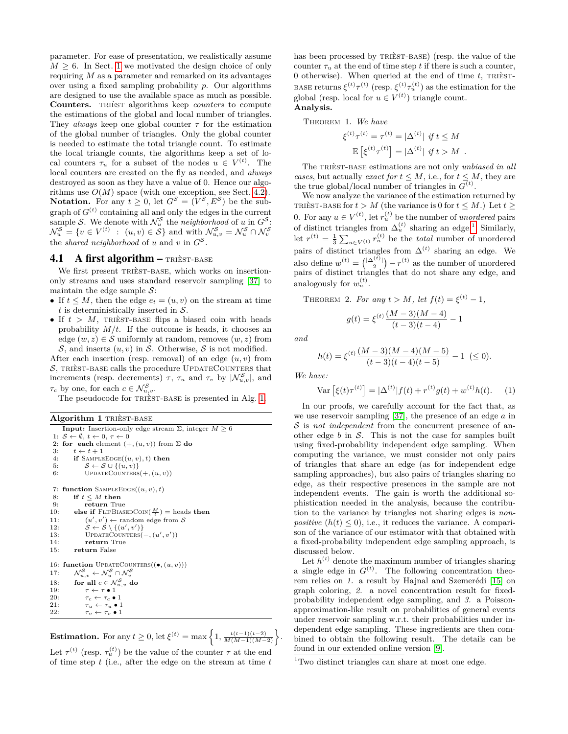parameter. For ease of presentation, we realistically assume $M \geq 6$. In Sect. 1 we motivated the design choice of only requiring $M$ as a parameter and remarked on its advantages over using a fixed sampling probability $p$. Our algorithms are designed to use the available space as much as possible.

**Counters.** TRIÈST algorithms keep *counters* to compute the estimations of the global and local number of triangles. They *always* keep one global counter $\tau$ for the estimation of the global number of triangles. Only the global counter is needed to estimate the total triangle count. To estimate the local triangle counts, the algorithms keep a set of local counters $\tau_u$ for a subset of the nodes $u \in V^{(t)}$. The local counters are created on the fly as needed, and *always* destroyed as soon as they have a value of 0. Hence our algorithms use $O(M)$ space (with one exception, see Sect. 4.2).

**Notation.** For any $t \geq 0$, let $G^{\mathcal{S}} = (V^{\mathcal{S}}, E^{\mathcal{S}})$ be the subgraph of $G^{(t)}$ containing all and only the edges in the current sample $\mathcal{S}$. We denote with $\mathcal{N}_u^{\mathcal{S}}$ the *neighborhood* of $u$ in $G^{\mathcal{S}}$: $\mathcal{N}_u^{\mathcal{S}} = \{v \in V^{(t)} \ : \ (u,v) \in \mathcal{S}\}$ and with $\mathcal{N}_{u,v}^{\mathcal{S}} = \mathcal{N}_u^{\mathcal{S}} \cap \mathcal{N}_v^{\mathcal{S}}$ the *shared neighborhood* of $u$ and $v$ in $G^{\mathcal{S}}$.

## 4.1 A first algorithm – TRIÈST-BASE

We first present TRIÈST-BASE, which works on insertion-only streams and uses standard reservoir sampling [37] to maintain the edge sample $\mathcal{S}$:

- If $t \leq M$, then the edge $e_t = (u,v)$ on the stream at time $t$ is deterministically inserted in $\mathcal{S}$.
- If $t > M$, TRIÈST-BASE flips a biased coin with heads probability $M/t$. If the outcome is heads, it chooses an edge $(w,z) \in \mathcal{S}$ uniformly at random, removes $(w,z)$ from $\mathcal{S}$, and inserts $(u,v)$ in $\mathcal{S}$. Otherwise, $\mathcal{S}$ is not modified.

After each insertion (resp. removal) of an edge $(u,v)$ from $\mathcal{S}$, TRIÈST-BASE calls the procedure UPDATECOUNTERS that increments (resp. decrements) $\tau$, $\tau_u$ and $\tau_v$ by $|\mathcal{N}_{u,v}^{\mathcal{S}}|$, and $\tau_c$ by one, for each $c \in \mathcal{N}_{u,v}^{\mathcal{S}}$.

The pseudocode for TRIÈST-BASE is presented in Alg. 1.

**Algorithm 1** TRIÈST-BASE

```
Input: Insertion-only edge stream Σ, integer M ≥ 6
1:  S ← ∅, t ← 0, τ ← 0
2:  for each element (+,(u,v)) from Σ do
3:      t ← t + 1
4:      if SampleEdge((u,v),t) then
5:          S ← S ∪ {(u,v)}
6:          UpdateCounters(+,(u,v))

7:  function SampleEdge((u,v),t)
8:      if t ≤ M then
9:          return True
10:     else if FlipBiasedCoin(M/t) = heads then
11:         (u',v') ← random edge from S
12:         S ← S \ {(u',v')}
13:         UpdateCounters(−,(u',v'))
14:         return True
15:     return False

16: function UpdateCounters((•,(u,v)))
17:     N^S_{u,v} ← N^S_u ∩ N^S_v
18:     for all c ∈ N^S_{u,v} do
19:         τ ← τ • 1
20:         τ_c ← τ_c • 1
21:         τ_u ← τ_u • 1
22:         τ_v ← τ_v • 1
```

**Estimation.** For any $t \geq 0$, let $\xi^{(t)} = \max\left\{1, \frac{t(t-1)(t-2)}{M(M-1)(M-2)}\right\}$. Let $\tau^{(t)}$ (resp. $\tau_u^{(t)}$) be the value of the counter $\tau$ at the end of time step $t$ (i.e., after the edge on the stream at time $t$ has been processed by TRIÈST-BASE) (resp. the value of the counter $\tau_u$ at the end of time step $t$ if there is such a counter, 0 otherwise). When queried at the end of time $t$, TRIÈST-BASE returns $\xi^{(t)}\tau^{(t)}$ (resp. $\xi^{(t)}\tau_u^{(t)}$) as the estimation for the global (resp. local for $u \in V^{(t)}$) triangle count.

**Analysis.**

THEOREM 1. *We have*

$$\xi^{(t)}\tau^{(t)} = \tau^{(t)} = |\Delta^{(t)}| \text{ if } t \leq M$$

$$\mathbb{E}\left[\xi^{(t)}\tau^{(t)}\right] = |\Delta^{(t)}| \text{ if } t > M \ .$$

The TRIÈST-BASE estimations are not only *unbiased in all cases*, but actually *exact for* $t \leq M$, i.e., for $t \leq M$, they are the true global/local number of triangles in $G^{(t)}$.

We now analyze the variance of the estimation returned by TRIÈST-BASE for $t > M$ (the variance is 0 for $t \leq M$.) Let $t \geq 0$. For any $u \in V^{(t)}$, let $r_u^{(t)}$ be the number of *unordered* pairs of distinct triangles from $\Delta_u^{(t)}$ sharing an edge[1]. Similarly, let $r^{(t)} = \frac{1}{3}\sum_{u \in V^{(t)}} r_u^{(t)}$ be the *total* number of unordered pairs of distinct triangles from $\Delta^{(t)}$ sharing an edge. We also define $w^{(t)} = \binom{|\Delta^{(t)}|}{2} - r^{(t)}$ as the number of unordered pairs of distinct triangles that do not share any edge, and analogously for $w_u^{(t)}$.

THEOREM 2. *For any $t > M$, let $f(t) = \xi^{(t)} - 1$,*

$$g(t) = \xi^{(t)}\frac{(M-3)(M-4)}{(t-3)(t-4)} - 1$$

*and*

$$h(t) = \xi^{(t)}\frac{(M-3)(M-4)(M-5)}{(t-3)(t-4)(t-5)} - 1 \ (\leq 0).$$

*We have:*

$$\mathrm{Var}\left[\xi(t)\tau^{(t)}\right] = |\Delta^{(t)}|f(t) + r^{(t)}g(t) + w^{(t)}h(t). \quad (1)$$

In our proofs, we carefully account for the fact that, as we use reservoir sampling [37], the presence of an edge $a$ in $\mathcal{S}$ is *not independent* from the concurrent presence of another edge $b$ in $\mathcal{S}$. This is not the case for samples built using fixed-probability independent edge sampling. When computing the variance, we must consider not only pairs of triangles that share an edge (as for independent edge sampling approaches), but also pairs of triangles sharing no edge, as their respective presences in the sample are not independent events. The gain is worth the additional sophistication needed in the analysis, because the contribution to the variance by triangles not sharing edges is *non-positive* ($h(t) \leq 0$), i.e., it reduces the variance. A comparison of the variance of our estimator with that obtained with a fixed-probability independent edge sampling approach, is discussed below.

Let $h^{(t)}$ denote the maximum number of triangles sharing a single edge in $G^{(t)}$. The following concentration theorem relies on *1.* a result by Hajnal and Szemerédi [15] on graph coloring, *2.* a novel concentration result for fixed-probability independent edge sampling, and *3.* a Poisson-approximation-like result on probabilities of general events under reservoir sampling w.r.t. their probabilities under independent edge sampling. These ingredients are then combined to obtain the following result. The details can be found in our extended online version [9].

[1] Two distinct triangles can share at most one edge.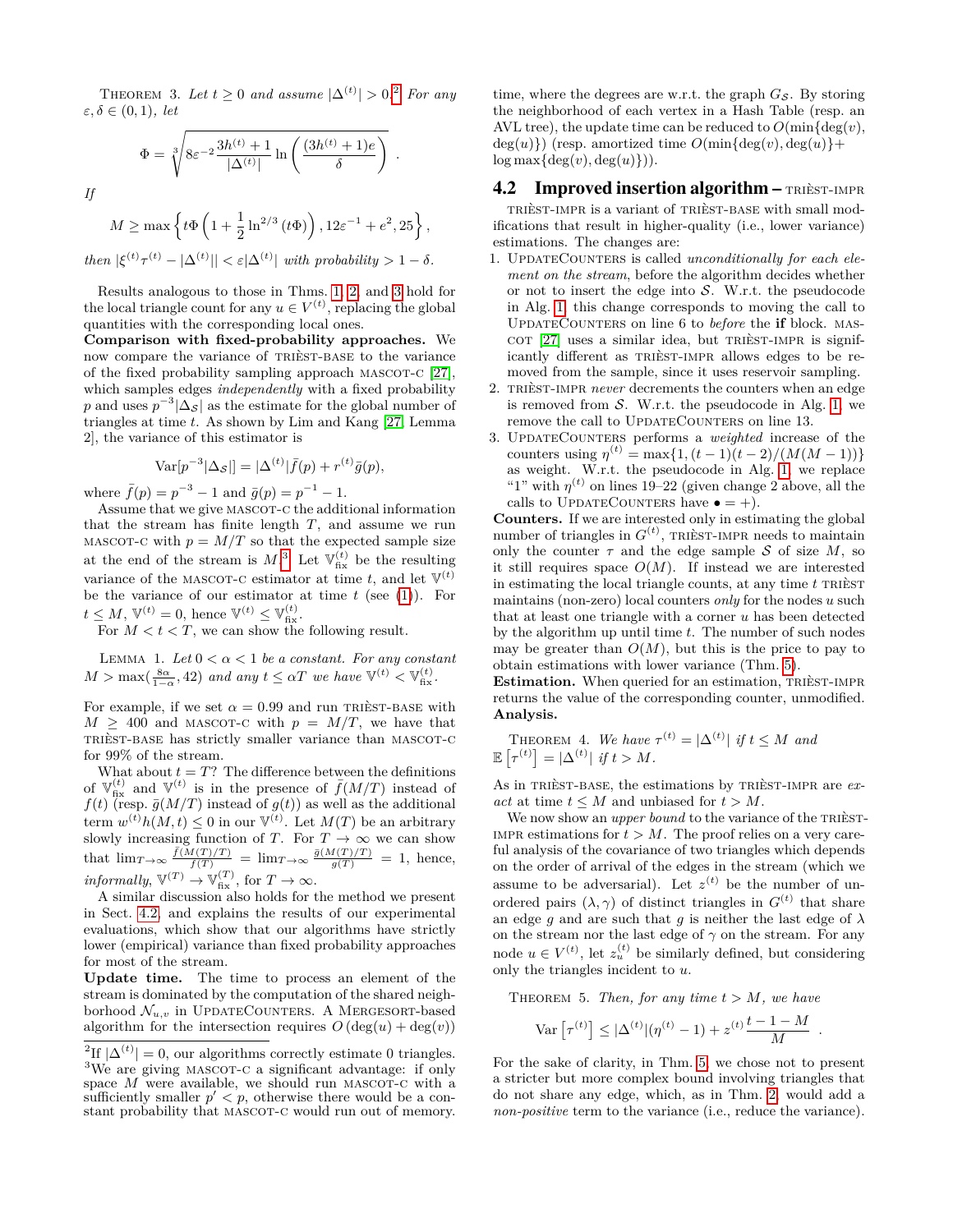THEOREM 3. *Let $t \geq 0$ and assume $|\Delta^{(t)}| > 0$.*[2] *For any $\varepsilon, \delta \in (0,1)$, let*

$$\Phi = \sqrt[3]{8\varepsilon^{-2}\frac{3h^{(t)}+1}{|\Delta^{(t)}|}\ln\left(\frac{(3h^{(t)}+1)e}{\delta}\right)} .$$

*If*

$$M \geq \max\left\{t\Phi\left(1+\frac{1}{2}\ln^{2/3}(t\Phi)\right), 12\varepsilon^{-1}+e^2, 25\right\},$$

*then $|\xi^{(t)}\tau^{(t)} - |\Delta^{(t)}|| < \varepsilon|\Delta^{(t)}|$ with probability $> 1-\delta$.*

Results analogous to those in Thms. 1, 2, and 3 hold for the local triangle count for any $u \in V^{(t)}$, replacing the global quantities with the corresponding local ones.

**Comparison with fixed-probability approaches.** We now compare the variance of TRIÈST-BASE to the variance of the fixed probability sampling approach MASCOT-C [27], which samples edges *independently* with a fixed probability $p$ and uses $p^{-3}|\Delta_\mathcal{S}|$ as the estimate for the global number of triangles at time $t$. As shown by Lim and Kang [27, Lemma 2], the variance of this estimator is

$$\mathrm{Var}[p^{-3}|\Delta_\mathcal{S}|] = |\Delta^{(t)}|\bar{f}(p) + r^{(t)}\bar{g}(p),$$

where $\bar{f}(p) = p^{-3} - 1$ and $\bar{g}(p) = p^{-1} - 1$.

Assume that we give MASCOT-C the additional information that the stream has finite length $T$, and assume we run MASCOT-C with $p = M/T$ so that the expected sample size at the end of the stream is $M$.[3] Let $\mathbb{V}_{\text{fix}}^{(t)}$ be the resulting variance of the MASCOT-C estimator at time $t$, and let $\mathbb{V}^{(t)}$ be the variance of our estimator at time $t$ (see (1)). For $t \leq M$, $\mathbb{V}^{(t)} = 0$, hence $\mathbb{V}^{(t)} \leq \mathbb{V}_{\text{fix}}^{(t)}$.

For $M < t < T$, we can show the following result.

LEMMA 1. *Let $0 < \alpha < 1$ be a constant. For any constant $M > \max(\frac{8\alpha}{1-\alpha}, 42)$ and any $t \leq \alpha T$ we have $\mathbb{V}^{(t)} < \mathbb{V}_{\text{fix}}^{(t)}$.*

For example, if we set $\alpha = 0.99$ and run TRIÈST-BASE with $M \geq 400$ and MASCOT-C with $p = M/T$, we have that TRIÈST-BASE has strictly smaller variance than MASCOT-C for 99% of the stream.

What about $t = T$? The difference between the definitions of $\mathbb{V}_{\text{fix}}^{(t)}$ and $\mathbb{V}^{(t)}$ is in the presence of $\bar{f}(M/T)$ instead of $f(t)$ (resp. $\bar{g}(M/T)$ instead of $g(t)$) as well as the additional term $w^{(t)}h(M,t) \leq 0$ in our $\mathbb{V}^{(t)}$. Let $M(T)$ be an arbitrary slowly increasing function of $T$. For $T \to \infty$ we can show that $\lim_{T\to\infty}\frac{\bar{f}(M(T)/T)}{f(T)} = \lim_{T\to\infty}\frac{\bar{g}(M(T)/T)}{g(T)} = 1$, hence, *informally*, $\mathbb{V}^{(T)} \to \mathbb{V}_{\text{fix}}^{(T)}$, for $T \to \infty$.

A similar discussion also holds for the method we present in Sect. 4.2, and explains the results of our experimental evaluations, which show that our algorithms have strictly lower (empirical) variance than fixed probability approaches for most of the stream.

**Update time.** The time to process an element of the stream is dominated by the computation of the shared neighborhood $\mathcal{N}_{u,v}$ in UPDATECOUNTERS. A MERGESORT-based algorithm for the intersection requires $O(\deg(u) + \deg(v))$ time, where the degrees are w.r.t. the graph $G_\mathcal{S}$. By storing the neighborhood of each vertex in a Hash Table (resp. an AVL tree), the update time can be reduced to $O(\min\{\deg(v), \deg(u)\})$ (resp. amortized time $O(\min\{\deg(v), \deg(u)\} + \log\max\{\deg(v), \deg(u)\})$).

[2] If $|\Delta^{(t)}| = 0$, our algorithms correctly estimate 0 triangles.

[3] We are giving MASCOT-C a significant advantage: if only space $M$ were available, we should run MASCOT-C with a sufficiently smaller $p' < p$, otherwise there would be a constant probability that MASCOT-C would run out of memory.

## 4.2 Improved insertion algorithm – TRIÈST-IMPR

TRIÈST-IMPR is a variant of TRIÈST-BASE with small modifications that result in higher-quality (i.e., lower variance) estimations. The changes are:

1. UPDATECOUNTERS is called *unconditionally for each element on the stream*, before the algorithm decides whether or not to insert the edge into $\mathcal{S}$. W.r.t. the pseudocode in Alg. 1, this change corresponds to moving the call to UPDATECOUNTERS on line 6 to *before* the **if** block. MASCOT [27] uses a similar idea, but TRIÈST-IMPR is significantly different as TRIÈST-IMPR allows edges to be removed from the sample, since it uses reservoir sampling.
2. TRIÈST-IMPR *never* decrements the counters when an edge is removed from $\mathcal{S}$. W.r.t. the pseudocode in Alg. 1, we remove the call to UPDATECOUNTERS on line 13.
3. UPDATECOUNTERS performs a *weighted* increase of the counters using $\eta^{(t)} = \max\{1, (t-1)(t-2)/(M(M-1))\}$ as weight. W.r.t. the pseudocode in Alg. 1, we replace "1" with $\eta^{(t)}$ on lines 19–22 (given change 2 above, all the calls to UPDATECOUNTERS have $\bullet = +$).

**Counters.** If we are interested only in estimating the global number of triangles in $G^{(t)}$, TRIÈST-IMPR needs to maintain only the counter $\tau$ and the edge sample $\mathcal{S}$ of size $M$, so it still requires space $O(M)$. If instead we are interested in estimating the local triangle counts, at any time $t$ TRIÈST maintains (non-zero) local counters *only* for the nodes $u$ such that at least one triangle with a corner $u$ has been detected by the algorithm up until time $t$. The number of such nodes may be greater than $O(M)$, but this is the price to pay to obtain estimations with lower variance (Thm. 5).

**Estimation.** When queried for an estimation, TRIÈST-IMPR returns the value of the corresponding counter, unmodified.

**Analysis.**

THEOREM 4. *We have $\tau^{(t)} = |\Delta^{(t)}|$ if $t \leq M$ and $\mathbb{E}\left[\tau^{(t)}\right] = |\Delta^{(t)}|$ if $t > M$.*

As in TRIÈST-BASE, the estimations by TRIÈST-IMPR are *exact* at time $t \leq M$ and unbiased for $t > M$.

We now show an *upper bound* to the variance of the TRIÈST-IMPR estimations for $t > M$. The proof relies on a very careful analysis of the covariance of two triangles which depends on the order of arrival of the edges in the stream (which we assume to be adversarial). Let $z^{(t)}$ be the number of unordered pairs $(\lambda, \gamma)$ of distinct triangles in $G^{(t)}$ that share an edge $g$ and are such that $g$ is neither the last edge of $\lambda$ on the stream nor the last edge of $\gamma$ on the stream. For any node $u \in V^{(t)}$, let $z_u^{(t)}$ be similarly defined, but considering only the triangles incident to $u$.

THEOREM 5. *Then, for any time $t > M$, we have*

$$\mathrm{Var}\left[\tau^{(t)}\right] \leq |\Delta^{(t)}|(\eta^{(t)} - 1) + z^{(t)}\frac{t-1-M}{M} .$$

For the sake of clarity, in Thm. 5, we chose not to present a stricter but more complex bound involving triangles that do not share any edge, which, as in Thm. 2, would add a *non-positive* term to the variance (i.e., reduce the variance).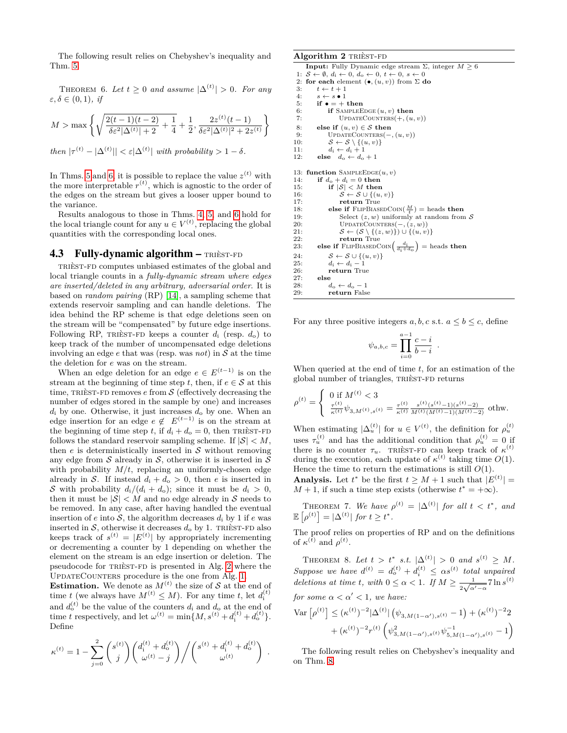The following result relies on Chebyshev's inequality and Thm. 5.

THEOREM 6. *Let $t \geq 0$ and assume $|\Delta^{(t)}| > 0$. For any $\varepsilon, \delta \in (0,1)$, if*

$$M > \max\left\{ \sqrt{\frac{2(t-1)(t-2)}{\delta\varepsilon^2|\Delta^{(t)}|+2} + \frac{1}{4}} + \frac{1}{2}, \frac{2z^{(t)}(t-1)}{\delta\varepsilon^2|\Delta^{(t)}|^2 + 2z^{(t)}} \right\}$$

*then $|\tau^{(t)} - |\Delta^{(t)}|| < \varepsilon|\Delta^{(t)}|$ with probability $> 1-\delta$.*

In Thms. 5 and 6, it is possible to replace the value $z^{(t)}$ with the more interpretable $r^{(t)}$, which is agnostic to the order of the edges on the stream but gives a looser upper bound to the variance.

Results analogous to those in Thms. 4, 5, and 6 hold for the local triangle count for any $u \in V^{(t)}$, replacing the global quantities with the corresponding local ones.

### 4.3 Fully-dynamic algorithm – TRIÈST-FD

TRIÈST-FD computes unbiased estimates of the global and local triangle counts in a *fully-dynamic stream where edges are inserted/deleted in any arbitrary, adversarial order*. It is based on *random pairing* (RP) [14], a sampling scheme that extends reservoir sampling and can handle deletions. The idea behind the RP scheme is that edge deletions seen on the stream will be "compensated" by future edge insertions. Following RP, TRIÈST-FD keeps a counter $d_i$ (resp. $d_o$) to keep track of the number of uncompensated edge deletions involving an edge $e$ that was (resp. was *not*) in $\mathcal{S}$ at the time the deletion for $e$ was on the stream.

When an edge deletion for an edge $e \in E^{(t-1)}$ is on the stream at the beginning of time step $t$, then, if $e \in \mathcal{S}$ at this time, TRIÈST-FD removes $e$ from $\mathcal{S}$ (effectively decreasing the number of edges stored in the sample by one) and increases $d_i$ by one. Otherwise, it just increases $d_o$ by one. When an edge insertion for an edge $e \notin E^{(t-1)}$ is on the stream at the beginning of time step $t$, if $d_i + d_o = 0$, then TRIÈST-FD follows the standard reservoir sampling scheme. If $|\mathcal{S}| < M$, then $e$ is deterministically inserted in $\mathcal{S}$ without removing any edge from $\mathcal{S}$ already in $\mathcal{S}$, otherwise it is inserted in $\mathcal{S}$ with probability $M/t$, replacing an uniformly-chosen edge already in $\mathcal{S}$. If instead $d_i + d_o > 0$, then $e$ is inserted in $\mathcal{S}$ with probability $d_i/(d_i + d_o)$; since it must be $d_i > 0$, then it must be $|\mathcal{S}| < M$ and no edge already in $\mathcal{S}$ needs to be removed. In any case, after having handled the eventual insertion of $e$ into $\mathcal{S}$, the algorithm decreases $d_i$ by 1 if $e$ was inserted in $\mathcal{S}$, otherwise it decreases $d_o$ by 1. TRIÈST-FD also keeps track of $s^{(t)} = |E^{(t)}|$ by appropriately incrementing or decrementing a counter by 1 depending on whether the element on the stream is an edge insertion or deletion. The pseudocode for TRIÈST-FD is presented in Alg. 2 where the UPDATECOUNTERS procedure is the one from Alg. 1.

**Estimation.** We denote as $M^{(t)}$ the size of $\mathcal{S}$ at the end of time $t$ (we always have $M^{(t)} \leq M$). For any time $t$, let $d_i^{(t)}$ and $d_o^{(t)}$ be the value of the counters $d_i$ and $d_o$ at the end of time $t$ respectively, and let $\omega^{(t)} = \min\{M, s^{(t)} + d_i^{(t)} + d_o^{(t)}\}$. Define

$$\kappa^{(t)} = 1 - \sum_{j=0}^{2} \binom{s^{(t)}}{j} \binom{d_i^{(t)} + d_o^{(t)}}{\omega^{(t)} - j} \bigg/ \binom{s^{(t)} + d_i^{(t)} + d_o^{(t)}}{\omega^{(t)}} .$$

**Algorithm 2** TRIÈST-FD

```
    Input: Fully Dynamic edge stream Σ, integer M ≥ 6
 1: S ← ∅, d_i ← 0, d_o ← 0, t ← 0, s ← 0
 2: for each element (•,(u,v)) from Σ do
 3:     t ← t + 1
 4:     s ← s • 1
 5:     if • = + then
 6:         if SampleEdge(u,v) then
 7:             UpdateCounters(+,(u,v))
 8:     else if (u,v) ∈ S then
 9:         UpdateCounters(−,(u,v))
10:         S ← S \ {(u,v)}
11:         d_i ← d_i + 1
12:     else  d_o ← d_o + 1

13: function SampleEdge(u,v)
14:     if d_o + d_i = 0 then
15:         if |S| < M then
16:             S ← S ∪ {(u,v)}
17:             return True
18:         else if FlipBiasedCoin(M/t) = heads then
19:             Select (z,w) uniformly at random from S
20:             UpdateCounters(−,(z,w))
21:             S ← (S \ {(z,w)}) ∪ {(u,v)}
22:             return True
23:     else if FlipBiasedCoin(d_i/(d_i + d_o)) = heads then
24:         S ← S ∪ {(u,v)}
25:         d_i ← d_i − 1
26:         return True
27:     else
28:         d_o ← d_o − 1
29:         return False
```

For any three positive integers $a, b, c$ s.t. $a \leq b \leq c$, define

$$\psi_{a,b,c} = \prod_{i=0}^{a-1} \frac{c-i}{b-i} .$$

When queried at the end of time $t$, for an estimation of the global number of triangles, TRIÈST-FD returns

$$\rho^{(t)} = \begin{cases} 0 \text{ if } M^{(t)} < 3 \\ \frac{\tau^{(t)}}{\kappa^{(t)}} \psi_{3,M^{(t)},s^{(t)}} = \frac{\tau^{(t)}}{\kappa^{(t)}} \frac{s^{(t)}(s^{(t)}-1)(s^{(t)}-2)}{M^{(t)}(M^{(t)}-1)(M^{(t)}-2)} \text{ othw.} \end{cases}$$

When estimating $|\Delta_u^{(t)}|$ for $u \in V^{(t)}$, the definition for $\rho_u^{(t)}$ uses $\tau_u^{(t)}$ and has the additional condition that $\rho_u^{(t)} = 0$ if there is no counter $\tau_u$. TRIÈST-FD can keep track of $\kappa^{(t)}$ during the execution, each update of $\kappa^{(t)}$ taking time $O(1)$. Hence the time to return the estimations is still $O(1)$.

**Analysis.** Let $t^*$ be the first $t \geq M+1$ such that $|E^{(t)}| = M+1$, if such a time step exists (otherwise $t^* = +\infty$).

THEOREM 7. *We have $\rho^{(t)} = |\Delta^{(t)}|$ for all $t < t^*$, and $\mathbb{E}\left[\rho^{(t)}\right] = |\Delta^{(t)}|$ for $t \geq t^*$.*

The proof relies on properties of RP and on the definitions of $\kappa^{(t)}$ and $\rho^{(t)}$.

THEOREM 8. *Let $t > t^*$ s.t. $|\Delta^{(t)}| > 0$ and $s^{(t)} \geq M$. Suppose we have $d^{(t)} = d_o^{(t)} + d_i^{(t)} \leq \alpha s^{(t)}$ total unpaired deletions at time $t$, with $0 \leq \alpha < 1$. If $M \geq \frac{1}{2\sqrt{\alpha' - \alpha}} 7 \ln s^{(t)}$ for some $\alpha < \alpha' < 1$, we have:*

$$\begin{aligned}\operatorname{Var}\left[\rho^{(t)}\right] &\leq (\kappa^{(t)})^{-2}|\Delta^{(t)}|\left(\psi_{3,M(1-\alpha'),s^{(t)}} - 1\right) + (\kappa^{(t)})^{-2}2 \\ &\quad + (\kappa^{(t)})^{-2} r^{(t)} \left(\psi^2_{3,M(1-\alpha'),s^{(t)}} \psi^{-1}_{5,M(1-\alpha'),s^{(t)}} - 1\right)\end{aligned}$$

The following result relies on Chebyshev's inequality and on Thm. 8.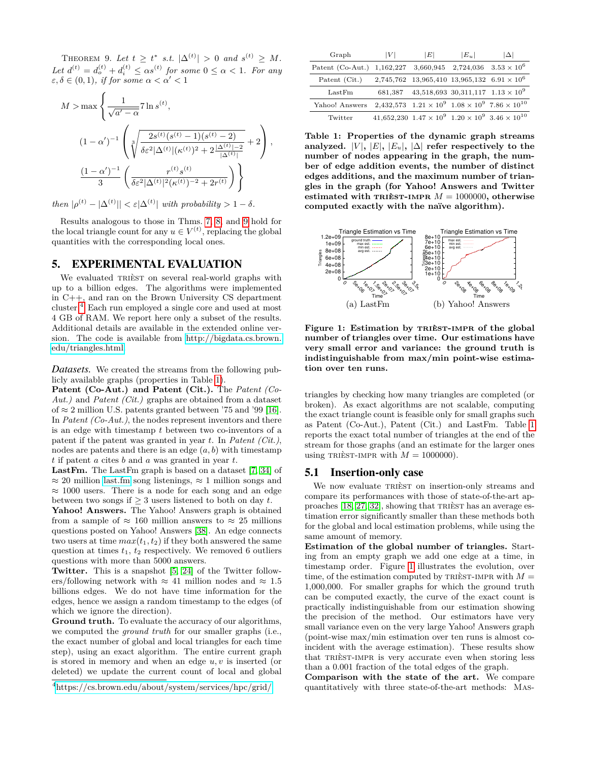THEOREM 9. *Let $t \geq t^*$ s.t. $|\Delta^{(t)}| > 0$ and $s^{(t)} \geq M$. Let $d^{(t)} = d_o^{(t)} + d_i^{(t)} \leq \alpha s^{(t)}$ for some $0 \leq \alpha < 1$. For any $\varepsilon, \delta \in (0,1)$, if for some $\alpha < \alpha' < 1$*

$$M > \max\left\{ \frac{1}{\sqrt{a' - \alpha}} 7 \ln s^{(t)}, \right.$$

$$(1-\alpha')^{-1} \left( \sqrt[3]{\frac{2s^{(t)}(s^{(t)}-1)(s^{(t)}-2)}{\delta\varepsilon^2 |\Delta^{(t)}|(\kappa^{(t)})^2 + 2\frac{|\Delta^{(t)}|-2}{|\Delta^{(t)}|}}} + 2 \right),$$

$$\left. \frac{(1-\alpha')^{-1}}{3} \left( \frac{r^{(t)} s^{(t)}}{\delta\varepsilon^2 |\Delta^{(t)}|^2 (\kappa^{(t)})^{-2} + 2r^{(t)}} \right) \right\}$$

*then $|\rho^{(t)} - |\Delta^{(t)}|| < \varepsilon|\Delta^{(t)}|$ with probability $> 1 - \delta$.*

Results analogous to those in Thms. 7, 8, and 9 hold for the local triangle count for any $u \in V^{(t)}$, replacing the global quantities with the corresponding local ones.

## 5. EXPERIMENTAL EVALUATION

We evaluated TRIÈST on several real-world graphs with up to a billion edges. The algorithms were implemented in C++, and ran on the Brown University CS department cluster.[4] Each run employed a single core and used at most 4 GB of RAM. We report here only a subset of the results. Additional details are available in the extended online version. The code is available from http://bigdata.cs.brown.edu/triangles.html.

*Datasets.* We created the streams from the following publicly available graphs (properties in Table 1).

**Patent (Co-Aut.) and Patent (Cit.).** The *Patent (Co-Aut.)* and *Patent (Cit.)* graphs are obtained from a dataset of ≈ 2 million U.S. patents granted between '75 and '99 [16]. In *Patent (Co-Aut.)*, the nodes represent inventors and there is an edge with timestamp $t$ between two co-inventors of a patent if the patent was granted in year $t$. In *Patent (Cit.)*, nodes are patents and there is an edge $(a, b)$ with timestamp $t$ if patent $a$ cites $b$ and $a$ was granted in year $t$.

**LastFm.** The LastFm graph is based on a dataset [7, 34] of ≈ 20 million last.fm song listenings, ≈ 1 million songs and ≈ 1000 users. There is a node for each song and an edge between two songs if ≥ 3 users listened to both on day $t$.

**Yahoo! Answers.** The Yahoo! Answers graph is obtained from a sample of ≈ 160 million answers to ≈ 25 millions questions posted on Yahoo! Answers [38]. An edge connects two users at time $max(t_1, t_2)$ if they both answered the same question at times $t_1$, $t_2$ respectively. We removed 6 outliers questions with more than 5000 answers.

**Twitter.** This is a snapshot [5, 24] of the Twitter followers/following network with ≈ 41 million nodes and ≈ 1.5 billions edges. We do not have time information for the edges, hence we assign a random timestamp to the edges (of which we ignore the direction).

**Ground truth.** To evaluate the accuracy of our algorithms, we computed the *ground truth* for our smaller graphs (i.e., the exact number of global and local triangles for each time step), using an exact algorithm. The entire current graph is stored in memory and when an edge $u, v$ is inserted (or deleted) we update the current count of local and global triangles by checking how many triangles are completed (or broken). As exact algorithms are not scalable, computing the exact triangle count is feasible only for small graphs such as Patent (Co-Aut.), Patent (Cit.) and LastFm. Table 1 reports the exact total number of triangles at the end of the stream for those graphs (and an estimate for the larger ones using TRIÈST-IMPR with $M = 1000000$).

[4] https://cs.brown.edu/about/system/services/hpc/grid/

| Graph | $\|V\|$ | $\|E\|$ | $\|E_u\|$ | $\|\Delta\|$ |
|---|---|---|---|---|
| Patent (Co-Aut.) | 1,162,227 | 3,660,945 | 2,724,036 | $3.53 \times 10^6$ |
| Patent (Cit.) | 2,745,762 | 13,965,410 | 13,965,132 | $6.91 \times 10^6$ |
| LastFm | 681,387 | 43,518,693 | 30,311,117 | $1.13 \times 10^9$ |
| Yahoo! Answers | 2,432,573 | $1.21 \times 10^9$ | $1.08 \times 10^9$ | $7.86 \times 10^{10}$ |
| Twitter | 41,652,230 | $1.47 \times 10^9$ | $1.20 \times 10^9$ | $3.46 \times 10^{10}$ |

**Table 1: Properties of the dynamic graph streams analyzed. $|V|$, $|E|$, $|E_u|$, $|\Delta|$ refer respectively to the number of nodes appearing in the graph, the number of edge addition events, the number of distinct edges additions, and the maximum number of triangles in the graph (for Yahoo! Answers and Twitter estimated with TRIÈST-IMPR $M = 1000000$, otherwise computed exactly with the naïve algorithm).**

(a) LastFm (b) Yahoo! Answers

**Figure 1: Estimation by TRIÈST-IMPR of the global number of triangles over time. Our estimations have very small error and variance: the ground truth is indistinguishable from max/min point-wise estimation over ten runs.**

### 5.1 Insertion-only case

We now evaluate TRIÈST on insertion-only streams and compare its performances with those of state-of-the-art approaches [18, 27, 32], showing that TRIÈST has an average estimation error significantly smaller than these methods both for the global and local estimation problems, while using the same amount of memory.

**Estimation of the global number of triangles.** Starting from an empty graph we add one edge at a time, in timestamp order. Figure 1 illustrates the evolution, over time, of the estimation computed by TRIÈST-IMPR with $M =$ 1,000,000. For smaller graphs for which the ground truth can be computed exactly, the curve of the exact count is practically indistinguishable from our estimation showing the precision of the method. Our estimators have very small variance even on the very large Yahoo! Answers graph (point-wise max/min estimation over ten runs is almost coincident with the average estimation). These results show that TRIÈST-IMPR is very accurate even when storing less than a 0.001 fraction of the total edges of the graph.

**Comparison with the state of the art.** We compare quantitatively with three state-of-the-art methods: MAS-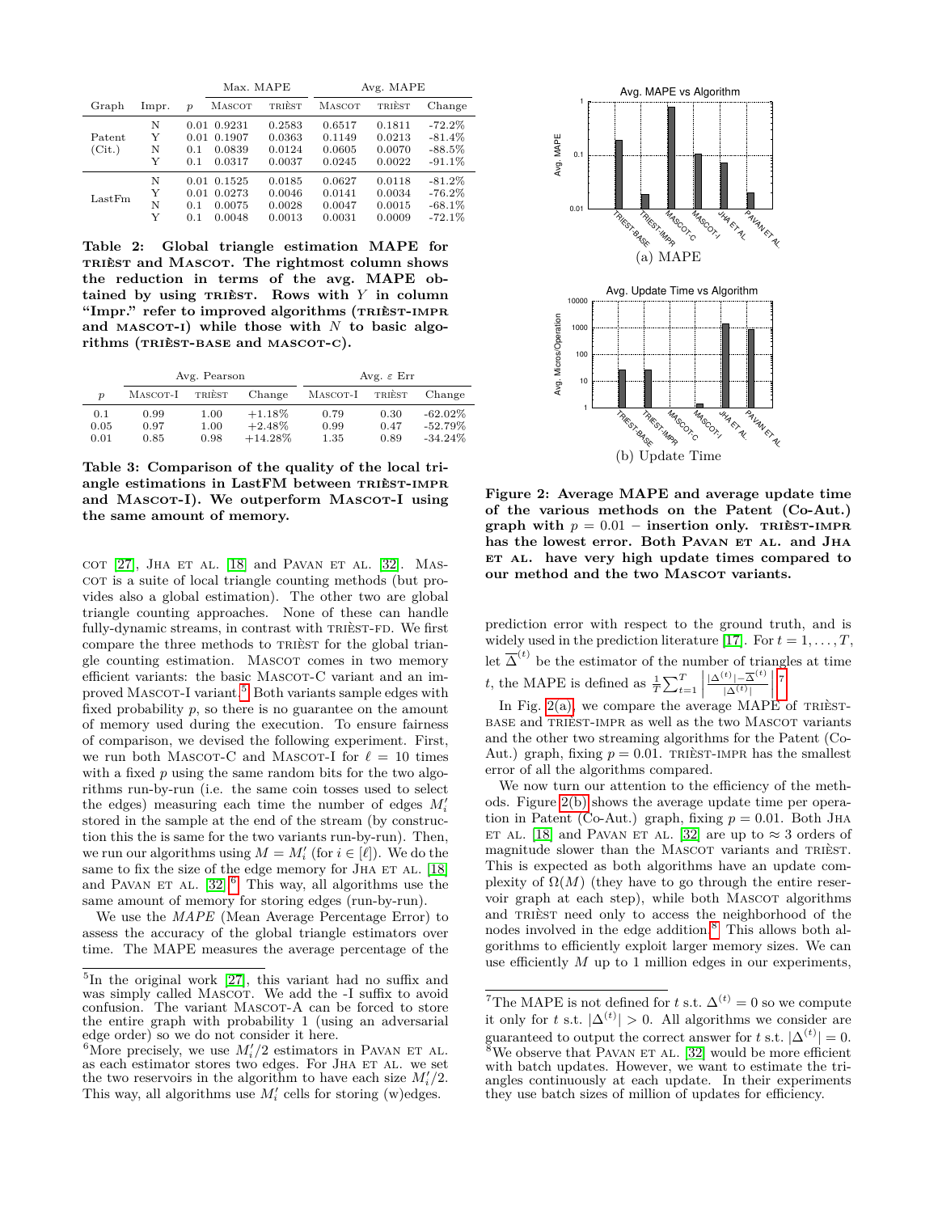| Graph | Impr. | $p$ | Max. MAPE | | Avg. MAPE | | |
|---|---|---|---|---|---|---|---|
| | | | MASCOT | TRIÈST | MASCOT | TRIÈST | Change |
| Patent (Cit.) | N | 0.01 | 0.9231 | 0.2583 | 0.6517 | 0.1811 | -72.2% |
| | Y | 0.01 | 0.1907 | 0.0363 | 0.1149 | 0.0213 | -81.4% |
| | N | 0.1 | 0.0839 | 0.0124 | 0.0605 | 0.0070 | -88.5% |
| | Y | 0.1 | 0.0317 | 0.0037 | 0.0245 | 0.0022 | -91.1% |
| LastFm | N | 0.01 | 0.1525 | 0.0185 | 0.0627 | 0.0118 | -81.2% |
| | Y | 0.01 | 0.0273 | 0.0046 | 0.0141 | 0.0034 | -76.2% |
| | N | 0.1 | 0.0075 | 0.0028 | 0.0047 | 0.0015 | -68.1% |
| | Y | 0.1 | 0.0048 | 0.0013 | 0.0031 | 0.0009 | -72.1% |

**Table 2: Global triangle estimation MAPE for TRIÈST and MASCOT. The rightmost column shows the reduction in terms of the avg. MAPE obtained by using TRIÈST. Rows with $Y$ in column "Impr." refer to improved algorithms (TRIÈST-IMPR and MASCOT-I) while those with $N$ to basic algorithms (TRIÈST-BASE and MASCOT-C).**

| $p$ | Avg. Pearson | | | Avg. $\varepsilon$ Err | | |
|---|---|---|---|---|---|---|
| | MASCOT-I | TRIÈST | Change | MASCOT-I | TRIÈST | Change |
| 0.1 | 0.99 | 1.00 | +1.18% | 0.79 | 0.30 | -62.02% |
| 0.05 | 0.97 | 1.00 | +2.48% | 0.99 | 0.47 | -52.79% |
| 0.01 | 0.85 | 0.98 | +14.28% | 1.35 | 0.89 | -34.24% |

**Table 3: Comparison of the quality of the local triangle estimations in LastFM between TRIÈST-IMPR and MASCOT-I). We outperform MASCOT-I using the same amount of memory.**

COT [27], JHA ET AL. [18] and PAVAN ET AL. [32]. MASCOT is a suite of local triangle counting methods (but provides also a global estimation). The other two are global triangle counting approaches. None of these can handle fully-dynamic streams, in contrast with TRIÈST-FD. We first compare the three methods to TRIÈST for the global triangle counting estimation. MASCOT comes in two memory efficient variants: the basic MASCOT-C variant and an improved MASCOT-I variant.[5] Both variants sample edges with fixed probability $p$, so there is no guarantee on the amount of memory used during the execution. To ensure fairness of comparison, we devised the following experiment. First, we run both MASCOT-C and MASCOT-I for $\ell = 10$ times with a fixed $p$ using the same random bits for the two algorithms run-by-run (i.e. the same coin tosses used to select the edges) measuring each time the number of edges $M'_i$ stored in the sample at the end of the stream (by construction this the is same for the two variants run-by-run). Then, we run our algorithms using $M = M'_i$ (for $i \in [\ell]$). We do the same to fix the size of the edge memory for JHA ET AL. [18] and PAVAN ET AL. [32].[6] This way, all algorithms use the same amount of memory for storing edges (run-by-run).

We use the *MAPE* (Mean Average Percentage Error) to assess the accuracy of the global triangle estimators over time. The MAPE measures the average percentage of the prediction error with respect to the ground truth, and is widely used in the prediction literature [17]. For $t = 1, \ldots, T$, let $\overline{\Delta}^{(t)}$ be the estimator of the number of triangles at time $t$, the MAPE is defined as $\frac{1}{T}\sum_{t=1}^{T}\left|\frac{|\Delta^{(t)}|-\overline{\Delta}^{(t)}}{|\Delta^{(t)}|}\right|$.[7]

[5] In the original work [27], this variant had no suffix and was simply called MASCOT. We add the -I suffix to avoid confusion. The variant MASCOT-A can be forced to store the entire graph with probability 1 (using an adversarial edge order) so we do not consider it here.

[6] More precisely, we use $M'_i/2$ estimators in PAVAN ET AL. as each estimator stores two edges. For JHA ET AL. we set the two reservoirs in the algorithm to have each size $M'_i/2$. This way, all algorithms use $M'_i$ cells for storing (w)edges.

Figure 2: Average MAPE and average update time of the various methods on the Patent (Co-Aut.) graph with $p = 0.01$ – insertion only. TRIÈST-IMPR has the lowest error. Both PAVAN ET AL. and JHA ET AL. have very high update times compared to our method and the two MASCOT variants.

(a) MAPE

(b) Update Time

In Fig. 2(a), we compare the average MAPE of TRIÈST-BASE and TRIÈST-IMPR as well as the two MASCOT variants and the other two streaming algorithms for the Patent (Co-Aut.) graph, fixing $p = 0.01$. TRIÈST-IMPR has the smallest error of all the algorithms compared.

We now turn our attention to the efficiency of the methods. Figure 2(b) shows the average update time per operation in Patent (Co-Aut.) graph, fixing $p = 0.01$. Both JHA ET AL. [18] and PAVAN ET AL. [32] are up to $\approx 3$ orders of magnitude slower than the MASCOT variants and TRIÈST. This is expected as both algorithms have an update complexity of $\Omega(M)$ (they have to go through the entire reservoir graph at each step), while both MASCOT algorithms and TRIÈST need only to access the neighborhood of the nodes involved in the edge addition.[8] This allows both algorithms to efficiently exploit larger memory sizes. We can use efficiently $M$ up to 1 million edges in our experiments,

[7] The MAPE is not defined for $t$ s.t. $\Delta^{(t)} = 0$ so we compute it only for $t$ s.t. $|\Delta^{(t)}| > 0$. All algorithms we consider are guaranteed to output the correct answer for $t$ s.t. $|\Delta^{(t)}| = 0$.

[8] We observe that PAVAN ET AL. [32] would be more efficient with batch updates. However, we want to estimate the triangles continuously at each update. In their experiments they use batch sizes of million of updates for efficiency.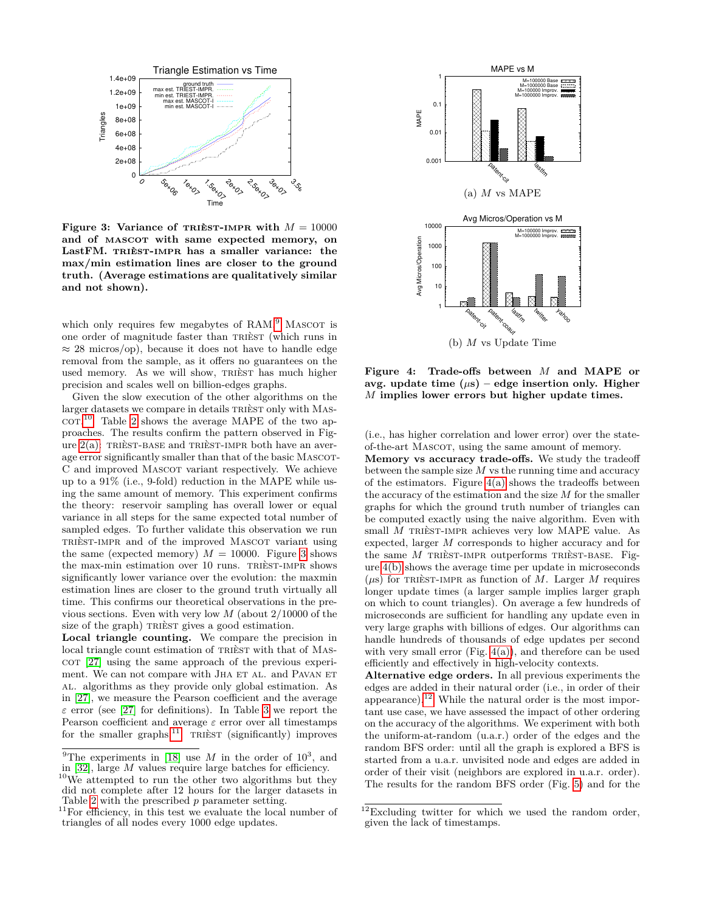**Figure 3: Variance of TRIÈST-IMPR with $M = 10000$ and of MASCOT with same expected memory, on LastFM. TRIÈST-IMPR has a smaller variance: the max/min estimation lines are closer to the ground truth. (Average estimations are qualitatively similar and not shown).**

which only requires few megabytes of RAM.[9] MASCOT is one order of magnitude faster than TRIÈST (which runs in $\approx 28$ micros/op), because it does not have to handle edge removal from the sample, as it offers no guarantees on the used memory. As we will show, TRIÈST has much higher precision and scales well on billion-edges graphs.

Given the slow execution of the other algorithms on the larger datasets we compare in details TRIÈST only with MASCOT.[10] Table 2 shows the average MAPE of the two approaches. The results confirm the pattern observed in Figure 2(a): TRIÈST-BASE and TRIÈST-IMPR both have an average error significantly smaller than that of the basic MASCOT-C and improved MASCOT variant respectively. We achieve up to a 91% (i.e., 9-fold) reduction in the MAPE while using the same amount of memory. This experiment confirms the theory: reservoir sampling has overall lower or equal variance in all steps for the same expected total number of sampled edges. To further validate this observation we run TRIÈST-IMPR and of the improved MASCOT variant using the same (expected memory) $M = 10000$. Figure 3 shows the max-min estimation over 10 runs. TRIÈST-IMPR shows significantly lower variance over the evolution: the maxmin estimation lines are closer to the ground truth virtually all time. This confirms our theoretical observations in the previous sections. Even with very low $M$ (about 2/10000 of the size of the graph) TRIÈST gives a good estimation.

**Local triangle counting.** We compare the precision in local triangle count estimation of TRIÈST with that of MASCOT [27] using the same approach of the previous experiment. We can not compare with JHA ET AL. and PAVAN ET AL. algorithms as they provide only global estimation. As in [27], we measure the Pearson coefficient and the average $\varepsilon$ error (see [27] for definitions). In Table 3 we report the Pearson coefficient and average $\varepsilon$ error over all timestamps for the smaller graphs.[11] TRIÈST (significantly) improves (i.e., has higher correlation and lower error) over the state-of-the-art MASCOT, using the same amount of memory.

**Memory vs accuracy trade-offs.** We study the tradeoff between the sample size $M$ vs the running time and accuracy of the estimators. Figure 4(a) shows the tradeoffs between the accuracy of the estimation and the size $M$ for the smaller graphs for which the ground truth number of triangles can be computed exactly using the naive algorithm. Even with small $M$ TRIÈST-IMPR achieves very low MAPE value. As expected, larger $M$ corresponds to higher accuracy and for the same $M$ TRIÈST-IMPR outperforms TRIÈST-BASE. Figure 4(b) shows the average time per update in microseconds ($\mu$s) for TRIÈST-IMPR as function of $M$. Larger $M$ requires longer update times (a larger sample implies larger graph on which to count triangles). On average a few hundreds of microseconds are sufficient for handling any update even in very large graphs with billions of edges. Our algorithms can handle hundreds of thousands of edge updates per second with very small error (Fig. 4(a)), and therefore can be used efficiently and effectively in high-velocity contexts.

(a) $M$ vs MAPE

(b) $M$ vs Update Time

**Figure 4: Trade-offs between $M$ and MAPE or avg. update time ($\mu$s) – edge insertion only. Higher $M$ implies lower errors but higher update times.**

**Alternative edge orders.** In all previous experiments the edges are added in their natural order (i.e., in order of their appearance).[12] While the natural order is the most important use case, we have assessed the impact of other ordering on the accuracy of the algorithms. We experiment with both the uniform-at-random (u.a.r.) order of the edges and the random BFS order: until all the graph is explored a BFS is started from a u.a.r. unvisited node and edges are added in order of their visit (neighbors are explored in u.a.r. order). The results for the random BFS order (Fig. 5) and for the

[9] The experiments in [18] use $M$ in the order of $10^3$, and in [32], large $M$ values require large batches for efficiency.

[10] We attempted to run the other two algorithms but they did not complete after 12 hours for the larger datasets in Table 2 with the prescribed $p$ parameter setting.

[11] For efficiency, in this test we evaluate the local number of triangles of all nodes every 1000 edge updates.

[12] Excluding twitter for which we used the random order, given the lack of timestamps.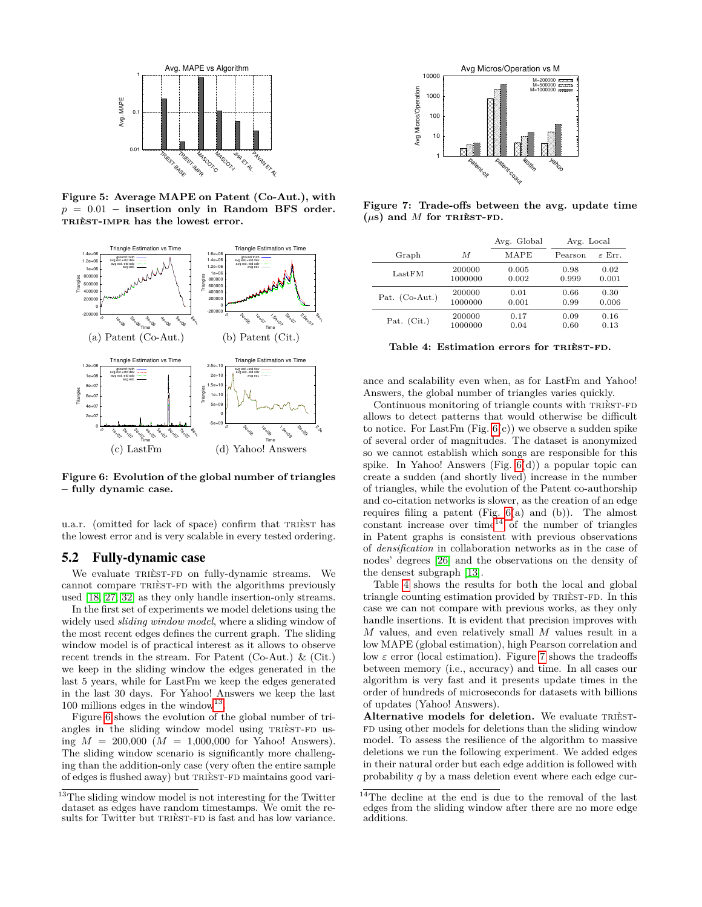**Figure 5: Average MAPE on Patent (Co-Aut.), with $p = 0.01$ – insertion only in Random BFS order. TRIÈST-IMPR has the lowest error.**

**Figure 6: Evolution of the global number of triangles – fully dynamic case.**

(a) Patent (Co-Aut.) (b) Patent (Cit.) (c) LastFm (d) Yahoo! Answers

u.a.r. (omitted for lack of space) confirm that TRIÈST has the lowest error and is very scalable in every tested ordering.

## 5.2 Fully-dynamic case

We evaluate TRIÈST-FD on fully-dynamic streams. We cannot compare TRIÈST-FD with the algorithms previously used [18, 27, 32] as they only handle insertion-only streams.

In the first set of experiments we model deletions using the widely used *sliding window model*, where a sliding window of the most recent edges defines the current graph. The sliding window model is of practical interest as it allows to observe recent trends in the stream. For Patent (Co-Aut.) & (Cit.) we keep in the sliding window the edges generated in the last 5 years, while for LastFm we keep the edges generated in the last 30 days. For Yahoo! Answers we keep the last 100 millions edges in the window[13].

Figure 6 shows the evolution of the global number of triangles in the sliding window model using TRIÈST-FD using $M = 200{,}000$ ($M = 1{,}000{,}000$ for Yahoo! Answers). The sliding window scenario is significantly more challenging than the addition-only case (very often the entire sample of edges is flushed away) but TRIÈST-FD maintains good variance and scalability even when, as for LastFm and Yahoo! Answers, the global number of triangles varies quickly.

Continuous monitoring of triangle counts with TRIÈST-FD allows to detect patterns that would otherwise be difficult to notice. For LastFm (Fig. 6(c)) we observe a sudden spike of several order of magnitudes. The dataset is anonymized so we cannot establish which songs are responsible for this spike. In Yahoo! Answers (Fig. 6(d)) a popular topic can create a sudden (and shortly lived) increase in the number of triangles, while the evolution of the Patent co-authorship and co-citation networks is slower, as the creation of an edge requires filing a patent (Fig. 6(a) and (b)). The almost constant increase over time[14] of the number of triangles in Patent graphs is consistent with previous observations of *densification* in collaboration networks as in the case of nodes' degrees [26] and the observations on the density of the densest subgraph [13].

Table 4 shows the results for both the local and global triangle counting estimation provided by TRIÈST-FD. In this case we can not compare with previous works, as they only handle insertions. It is evident that precision improves with $M$ values, and even relatively small $M$ values result in a low MAPE (global estimation), high Pearson correlation and low $\varepsilon$ error (local estimation). Figure 7 shows the tradeoffs between memory (i.e., accuracy) and time. In all cases our algorithm is very fast and it presents update times in the order of hundreds of microseconds for datasets with billions of updates (Yahoo! Answers).

**Alternative models for deletion.** We evaluate TRIÈST-FD using other models for deletions than the sliding window model. To assess the resilience of the algorithm to massive deletions we run the following experiment. We added edges in their natural order but each edge addition is followed with probability $q$ by a mass deletion event where each edge cur-

**Figure 7: Trade-offs between the avg. update time ($\mu$s) and $M$ for TRIÈST-FD.**

| Graph | $M$ | Avg. Global MAPE | Avg. Local Pearson | Avg. Local $\varepsilon$ Err. |
|---|---|---|---|---|
| LastFM | 200000 | 0.005 | 0.98 | 0.02 |
| | 1000000 | 0.002 | 0.999 | 0.001 |
| Pat. (Co-Aut.) | 200000 | 0.01 | 0.66 | 0.30 |
| | 1000000 | 0.001 | 0.99 | 0.006 |
| Pat. (Cit.) | 200000 | 0.17 | 0.09 | 0.16 |
| | 1000000 | 0.04 | 0.60 | 0.13 |

**Table 4: Estimation errors for TRIÈST-FD.**

[13] The sliding window model is not interesting for the Twitter dataset as edges have random timestamps. We omit the results for Twitter but TRIÈST-FD is fast and has low variance.

[14] The decline at the end is due to the removal of the last edges from the sliding window after there are no more edge additions.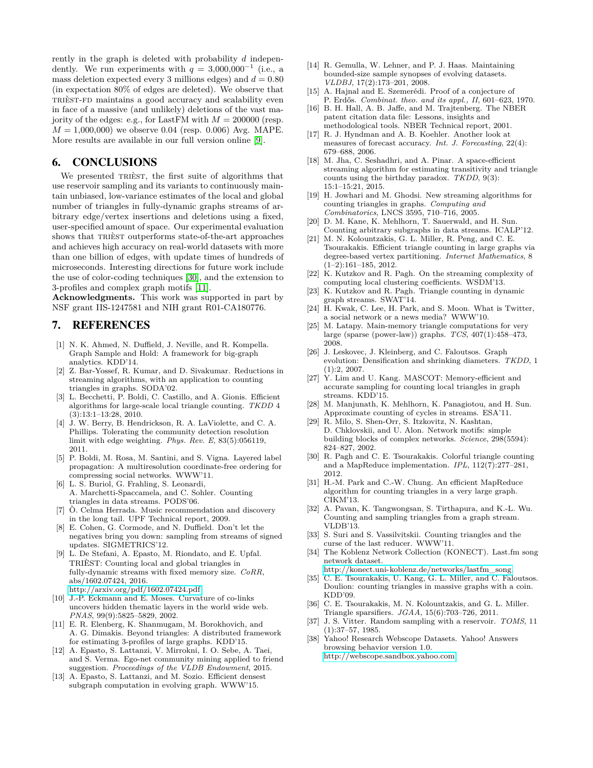rently in the graph is deleted with probability $d$ independently. We run experiments with $q = 3{,}000{,}000^{-1}$ (i.e., a mass deletion expected every 3 millions edges) and $d = 0.80$ (in expectation 80% of edges are deleted). We observe that TRIÈST-FD maintains a good accuracy and scalability even in face of a massive (and unlikely) deletions of the vast majority of the edges: e.g., for LastFM with $M = 200000$ (resp. $M = 1{,}000{,}000$) we observe 0.04 (resp. 0.006) Avg. MAPE. More results are available in our full version online [9].

## 6. CONCLUSIONS

We presented TRIÈST, the first suite of algorithms that use reservoir sampling and its variants to continuously maintain unbiased, low-variance estimates of the local and global number of triangles in fully-dynamic graphs streams of arbitrary edge/vertex insertions and deletions using a fixed, user-specified amount of space. Our experimental evaluation shows that TRIÈST outperforms state-of-the-art approaches and achieves high accuracy on real-world datasets with more than one billion of edges, with update times of hundreds of microseconds. Interesting directions for future work include the use of color-coding techniques [30], and the extension to 3-profiles and complex graph motifs [11].

**Acknowledgments.** This work was supported in part by NSF grant IIS-1247581 and NIH grant R01-CA180776.

## 7. REFERENCES

[1] N. K. Ahmed, N. Duffield, J. Neville, and R. Kompella. Graph Sample and Hold: A framework for big-graph analytics. KDD'14.

[2] Z. Bar-Yossef, R. Kumar, and D. Sivakumar. Reductions in streaming algorithms, with an application to counting triangles in graphs. SODA'02.

[3] L. Becchetti, P. Boldi, C. Castillo, and A. Gionis. Efficient algorithms for large-scale local triangle counting. *TKDD* 4 (3):13:1–13:28, 2010.

[4] J. W. Berry, B. Hendrickson, R. A. LaViolette, and C. A. Phillips. Tolerating the community detection resolution limit with edge weighting. *Phys. Rev. E*, 83(5):056119, 2011.

[5] P. Boldi, M. Rosa, M. Santini, and S. Vigna. Layered label propagation: A multiresolution coordinate-free ordering for compressing social networks. WWW'11.

[6] L. S. Buriol, G. Frahling, S. Leonardi, A. Marchetti-Spaccamela, and C. Sohler. Counting triangles in data streams. PODS'06.

[7] Ò. Celma Herrada. Music recommendation and discovery in the long tail. UPF Technical report, 2009.

[8] E. Cohen, G. Cormode, and N. Duffield. Don't let the negatives bring you down: sampling from streams of signed updates. SIGMETRICS'12.

[9] L. De Stefani, A. Epasto, M. Riondato, and E. Upfal. TRIÈST: Counting local and global triangles in fully-dynamic streams with fixed memory size. *CoRR*, abs/1602.07424, 2016. http://arxiv.org/pdf/1602.07424.pdf

[10] J.-P. Eckmann and E. Moses. Curvature of co-links uncovers hidden thematic layers in the world wide web. *PNAS*, 99(9):5825–5829, 2002.

[11] E. R. Elenberg, K. Shanmugam, M. Borokhovich, and A. G. Dimakis. Beyond triangles: A distributed framework for estimating 3-profiles of large graphs. KDD'15.

[12] A. Epasto, S. Lattanzi, V. Mirrokni, I. O. Sebe, A. Taei, and S. Verma. Ego-net community mining applied to friend suggestion. *Proceedings of the VLDB Endowment*, 2015.

[13] A. Epasto, S. Lattanzi, and M. Sozio. Efficient densest subgraph computation in evolving graph. WWW'15.

[14] R. Gemulla, W. Lehner, and P. J. Haas. Maintaining bounded-size sample synopses of evolving datasets. *VLDBJ*, 17(2):173–201, 2008.

[15] A. Hajnal and E. Szemerédi. Proof of a conjecture of P. Erdős. *Combinat. theo. and its appl., II*, 601–623, 1970.

[16] B. H. Hall, A. B. Jaffe, and M. Trajtenberg. The NBER patent citation data file: Lessons, insights and methodological tools. NBER Technical report, 2001.

[17] R. J. Hyndman and A. B. Koehler. Another look at measures of forecast accuracy. *Int. J. Forecasting*, 22(4): 679–688, 2006.

[18] M. Jha, C. Seshadhri, and A. Pinar. A space-efficient streaming algorithm for estimating transitivity and triangle counts using the birthday paradox. *TKDD*, 9(3): 15:1–15:21, 2015.

[19] H. Jowhari and M. Ghodsi. New streaming algorithms for counting triangles in graphs. *Computing and Combinatorics*, LNCS 3595, 710–716, 2005.

[20] D. M. Kane, K. Mehlhorn, T. Sauerwald, and H. Sun. Counting arbitrary subgraphs in data streams. ICALP'12.

[21] M. N. Kolountzakis, G. L. Miller, R. Peng, and C. E. Tsourakakis. Efficient triangle counting in large graphs via degree-based vertex partitioning. *Internet Mathematics*, 8 (1–2):161–185, 2012.

[22] K. Kutzkov and R. Pagh. On the streaming complexity of computing local clustering coefficients. WSDM'13.

[23] K. Kutzkov and R. Pagh. Triangle counting in dynamic graph streams. SWAT'14.

[24] H. Kwak, C. Lee, H. Park, and S. Moon. What is Twitter, a social network or a news media? WWW'10.

[25] M. Latapy. Main-memory triangle computations for very large (sparse (power-law)) graphs. *TCS*, 407(1):458–473, 2008.

[26] J. Leskovec, J. Kleinberg, and C. Faloutsos. Graph evolution: Densification and shrinking diameters. *TKDD*, 1 (1):2, 2007.

[27] Y. Lim and U. Kang. MASCOT: Memory-efficient and accurate sampling for counting local triangles in graph streams. KDD'15.

[28] M. Manjunath, K. Mehlhorn, K. Panagiotou, and H. Sun. Approximate counting of cycles in streams. ESA'11.

[29] R. Milo, S. Shen-Orr, S. Itzkovitz, N. Kashtan, D. Chklovskii, and U. Alon. Network motifs: simple building blocks of complex networks. *Science*, 298(5594): 824–827, 2002.

[30] R. Pagh and C. E. Tsourakakis. Colorful triangle counting and a MapReduce implementation. *IPL*, 112(7):277–281, 2012.

[31] H.-M. Park and C.-W. Chung. An efficient MapReduce algorithm for counting triangles in a very large graph. CIKM'13.

[32] A. Pavan, K. Tangwongsan, S. Tirthapura, and K.-L. Wu. Counting and sampling triangles from a graph stream. VLDB'13.

[33] S. Suri and S. Vassilvitskii. Counting triangles and the curse of the last reducer. WWW'11.

[34] The Koblenz Network Collection (KONECT). Last.fm song network dataset. http://konect.uni-koblenz.de/networks/lastfm_song

[35] C. E. Tsourakakis, U. Kang, G. L. Miller, and C. Faloutsos. Doulion: counting triangles in massive graphs with a coin. KDD'09.

[36] C. E. Tsourakakis, M. N. Kolountzakis, and G. L. Miller. Triangle sparsifiers. *JGAA*, 15(6):703–726, 2011.

[37] J. S. Vitter. Random sampling with a reservoir. *TOMS*, 11 (1):37–57, 1985.

[38] Yahoo! Research Webscope Datasets. Yahoo! Answers browsing behavior version 1.0. http://webscope.sandbox.yahoo.com